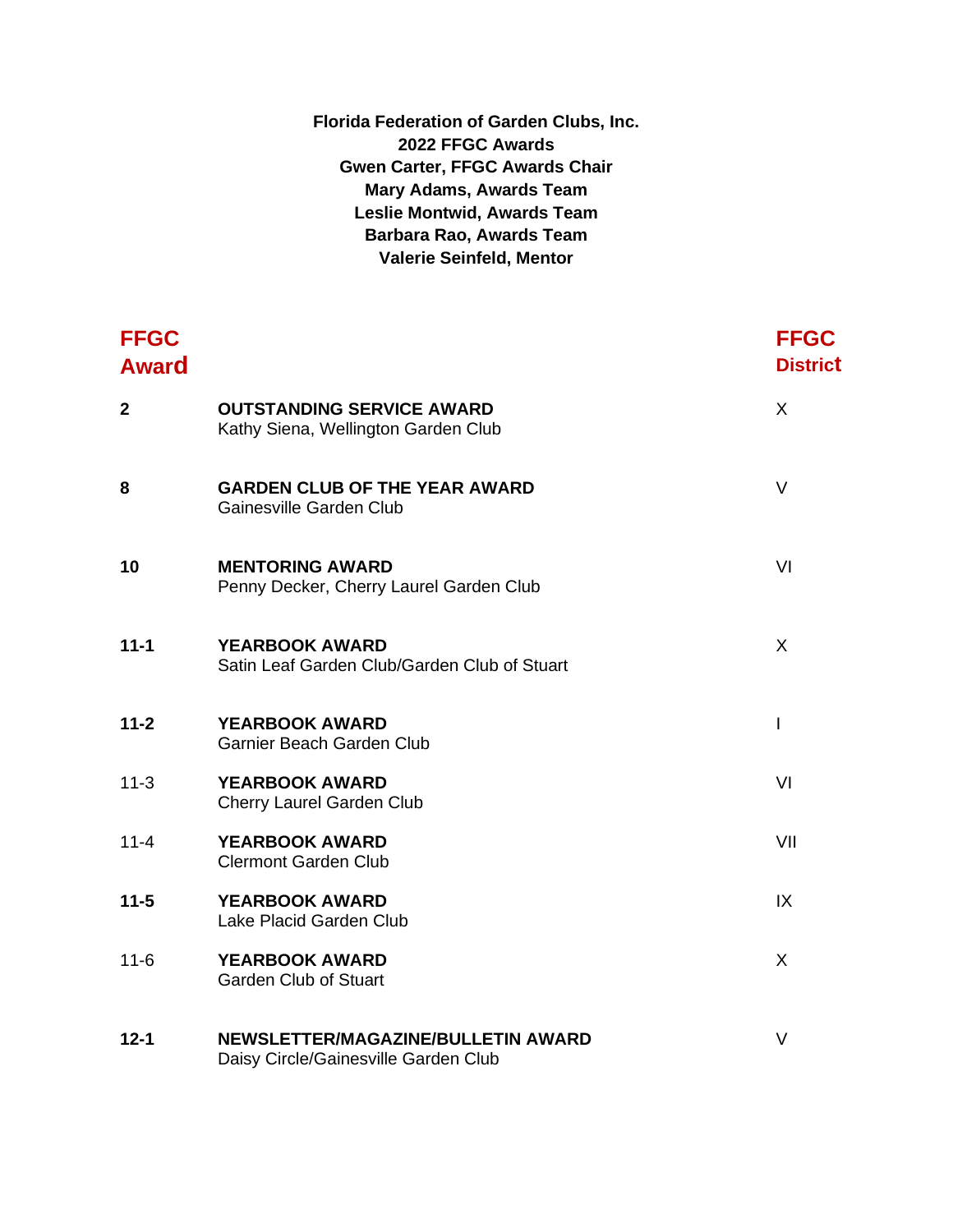**Florida Federation of Garden Clubs, Inc.**
**2022 FFGC Awards**
**Gwen Carter, FFGC Awards Chair**
**Mary Adams, Awards Team**
**Leslie Montwid, Awards Team**
**Barbara Rao, Awards Team**
**Valerie Seinfeld, Mentor**

| FFGC Award | | FFGC District |
|---|---|---|
| **2** | **OUTSTANDING SERVICE AWARD**<br>Kathy Siena, Wellington Garden Club | X |
| **8** | **GARDEN CLUB OF THE YEAR AWARD**<br>Gainesville Garden Club | V |
| **10** | **MENTORING AWARD**<br>Penny Decker, Cherry Laurel Garden Club | VI |
| **11-1** | **YEARBOOK AWARD**<br>Satin Leaf Garden Club/Garden Club of Stuart | X |
| **11-2** | **YEARBOOK AWARD**<br>Garnier Beach Garden Club | I |
| 11-3 | **YEARBOOK AWARD**<br>Cherry Laurel Garden Club | VI |
| 11-4 | **YEARBOOK AWARD**<br>Clermont Garden Club | VII |
| **11-5** | **YEARBOOK AWARD**<br>Lake Placid Garden Club | IX |
| 11-6 | **YEARBOOK AWARD**<br>Garden Club of Stuart | X |
| **12-1** | **NEWSLETTER/MAGAZINE/BULLETIN AWARD**<br>Daisy Circle/Gainesville Garden Club | V |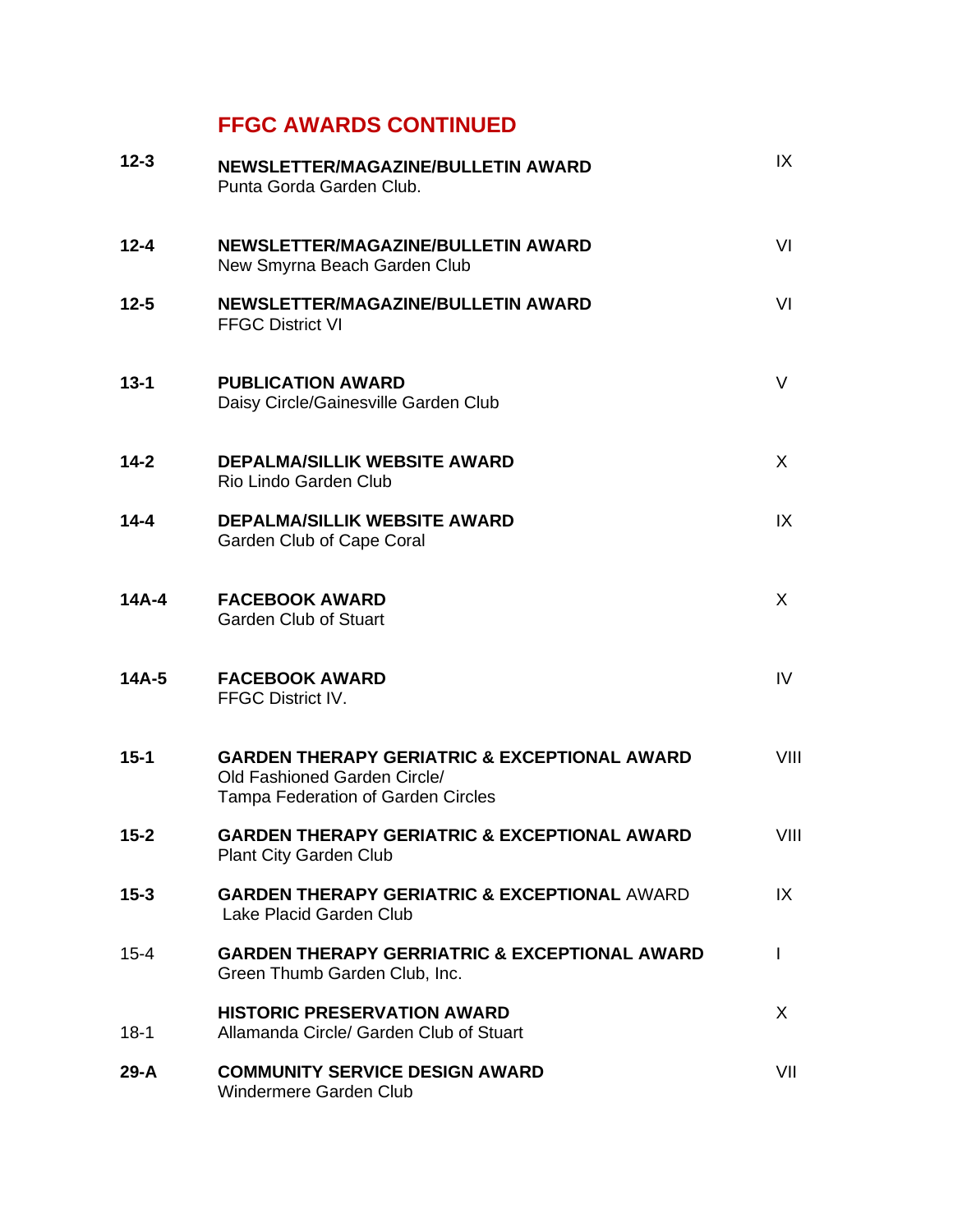## FFGC AWARDS CONTINUED

| | | |
|---|---|---|
| **12-3** | **NEWSLETTER/MAGAZINE/BULLETIN AWARD**<br>Punta Gorda Garden Club. | IX |
| **12-4** | **NEWSLETTER/MAGAZINE/BULLETIN AWARD**<br>New Smyrna Beach Garden Club | VI |
| **12-5** | **NEWSLETTER/MAGAZINE/BULLETIN AWARD**<br>FFGC District VI | VI |
| **13-1** | **PUBLICATION AWARD**<br>Daisy Circle/Gainesville Garden Club | V |
| **14-2** | **DEPALMA/SILLIK WEBSITE AWARD**<br>Rio Lindo Garden Club | X |
| **14-4** | **DEPALMA/SILLIK WEBSITE AWARD**<br>Garden Club of Cape Coral | IX |
| **14A-4** | **FACEBOOK AWARD**<br>Garden Club of Stuart | X |
| **14A-5** | **FACEBOOK AWARD**<br>FFGC District IV. | IV |
| **15-1** | **GARDEN THERAPY GERIATRIC & EXCEPTIONAL AWARD**<br>Old Fashioned Garden Circle/<br>Tampa Federation of Garden Circles | VIII |
| **15-2** | **GARDEN THERAPY GERIATRIC & EXCEPTIONAL AWARD**<br>Plant City Garden Club | VIII |
| **15-3** | **GARDEN THERAPY GERIATRIC & EXCEPTIONAL** AWARD<br>Lake Placid Garden Club | IX |
| 15-4 | **GARDEN THERAPY GERRIATRIC & EXCEPTIONAL AWARD**<br>Green Thumb Garden Club, Inc. | I |
| 18-1 | **HISTORIC PRESERVATION AWARD**<br>Allamanda Circle/ Garden Club of Stuart | X |
| **29-A** | **COMMUNITY SERVICE DESIGN AWARD**<br>Windermere Garden Club | VII |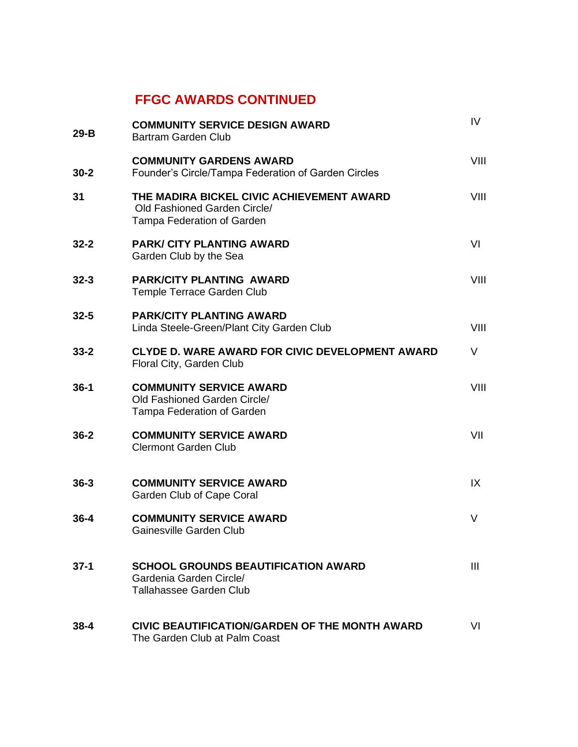## FFGC AWARDS CONTINUED

| | | |
|---|---|---|
| **29-B** | **COMMUNITY SERVICE DESIGN AWARD**<br>Bartram Garden Club | IV |
| **30-2** | **COMMUNITY GARDENS AWARD**<br>Founder's Circle/Tampa Federation of Garden Circles | VIII |
| **31** | **THE MADIRA BICKEL CIVIC ACHIEVEMENT AWARD**<br>Old Fashioned Garden Circle/<br>Tampa Federation of Garden | VIII |
| **32-2** | **PARK/ CITY PLANTING AWARD**<br>Garden Club by the Sea | VI |
| **32-3** | **PARK/CITY PLANTING AWARD**<br>Temple Terrace Garden Club | VIII |
| **32-5** | **PARK/CITY PLANTING AWARD**<br>Linda Steele-Green/Plant City Garden Club | VIII |
| **33-2** | **CLYDE D. WARE AWARD FOR CIVIC DEVELOPMENT AWARD**<br>Floral City, Garden Club | V |
| **36-1** | **COMMUNITY SERVICE AWARD**<br>Old Fashioned Garden Circle/<br>Tampa Federation of Garden | VIII |
| **36-2** | **COMMUNITY SERVICE AWARD**<br>Clermont Garden Club | VII |
| **36-3** | **COMMUNITY SERVICE AWARD**<br>Garden Club of Cape Coral | IX |
| **36-4** | **COMMUNITY SERVICE AWARD**<br>Gainesville Garden Club | V |
| **37-1** | **SCHOOL GROUNDS BEAUTIFICATION AWARD**<br>Gardenia Garden Circle/<br>Tallahassee Garden Club | III |
| **38-4** | **CIVIC BEAUTIFICATION/GARDEN OF THE MONTH AWARD**<br>The Garden Club at Palm Coast | VI |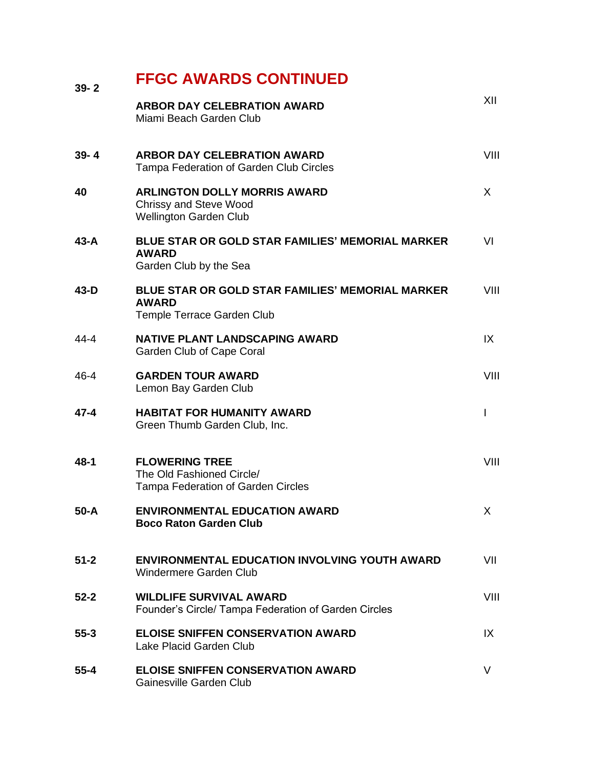## FFGC AWARDS CONTINUED

| | | |
|---|---|---|
| **39- 2** | **ARBOR DAY CELEBRATION AWARD**<br>Miami Beach Garden Club | XII |
| **39- 4** | **ARBOR DAY CELEBRATION AWARD**<br>Tampa Federation of Garden Club Circles | VIII |
| **40** | **ARLINGTON DOLLY MORRIS AWARD**<br>Chrissy and Steve Wood<br>Wellington Garden Club | X |
| **43-A** | **BLUE STAR OR GOLD STAR FAMILIES' MEMORIAL MARKER AWARD**<br>Garden Club by the Sea | VI |
| **43-D** | **BLUE STAR OR GOLD STAR FAMILIES' MEMORIAL MARKER AWARD**<br>Temple Terrace Garden Club | VIII |
| 44-4 | **NATIVE PLANT LANDSCAPING AWARD**<br>Garden Club of Cape Coral | IX |
| 46-4 | **GARDEN TOUR AWARD**<br>Lemon Bay Garden Club | VIII |
| **47-4** | **HABITAT FOR HUMANITY AWARD**<br>Green Thumb Garden Club, Inc. | I |
| **48-1** | **FLOWERING TREE**<br>The Old Fashioned Circle/<br>Tampa Federation of Garden Circles | VIII |
| **50-A** | **ENVIRONMENTAL EDUCATION AWARD**<br>**Boco Raton Garden Club** | X |
| **51-2** | **ENVIRONMENTAL EDUCATION INVOLVING YOUTH AWARD**<br>Windermere Garden Club | VII |
| **52-2** | **WILDLIFE SURVIVAL AWARD**<br>Founder's Circle/ Tampa Federation of Garden Circles | VIII |
| **55-3** | **ELOISE SNIFFEN CONSERVATION AWARD**<br>Lake Placid Garden Club | IX |
| **55-4** | **ELOISE SNIFFEN CONSERVATION AWARD**<br>Gainesville Garden Club | V |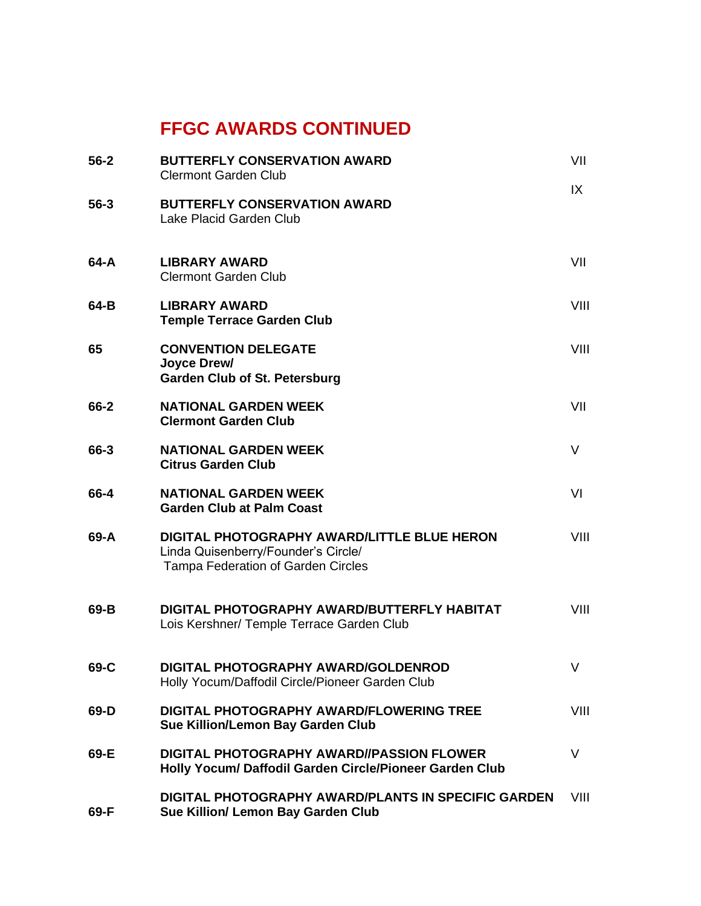## FFGC AWARDS CONTINUED

| | | |
|---|---|---|
| **56-2** | **BUTTERFLY CONSERVATION AWARD**<br>Clermont Garden Club | VII |
| **56-3** | **BUTTERFLY CONSERVATION AWARD**<br>Lake Placid Garden Club | IX |
| **64-A** | **LIBRARY AWARD**<br>Clermont Garden Club | VII |
| **64-B** | **LIBRARY AWARD**<br>**Temple Terrace Garden Club** | VIII |
| **65** | **CONVENTION DELEGATE**<br>**Joyce Drew/**<br>**Garden Club of St. Petersburg** | VIII |
| **66-2** | **NATIONAL GARDEN WEEK**<br>**Clermont Garden Club** | VII |
| **66-3** | **NATIONAL GARDEN WEEK**<br>**Citrus Garden Club** | V |
| **66-4** | **NATIONAL GARDEN WEEK**<br>**Garden Club at Palm Coast** | VI |
| **69-A** | **DIGITAL PHOTOGRAPHY AWARD/LITTLE BLUE HERON**<br>Linda Quisenberry/Founder's Circle/<br>Tampa Federation of Garden Circles | VIII |
| **69-B** | **DIGITAL PHOTOGRAPHY AWARD/BUTTERFLY HABITAT**<br>Lois Kershner/ Temple Terrace Garden Club | VIII |
| **69-C** | **DIGITAL PHOTOGRAPHY AWARD/GOLDENROD**<br>Holly Yocum/Daffodil Circle/Pioneer Garden Club | V |
| **69-D** | **DIGITAL PHOTOGRAPHY AWARD/FLOWERING TREE**<br>**Sue Killion/Lemon Bay Garden Club** | VIII |
| **69-E** | **DIGITAL PHOTOGRAPHY AWARD//PASSION FLOWER**<br>**Holly Yocum/ Daffodil Garden Circle/Pioneer Garden Club** | V |
| **69-F** | **DIGITAL PHOTOGRAPHY AWARD/PLANTS IN SPECIFIC GARDEN**<br>**Sue Killion/ Lemon Bay Garden Club** | VIII |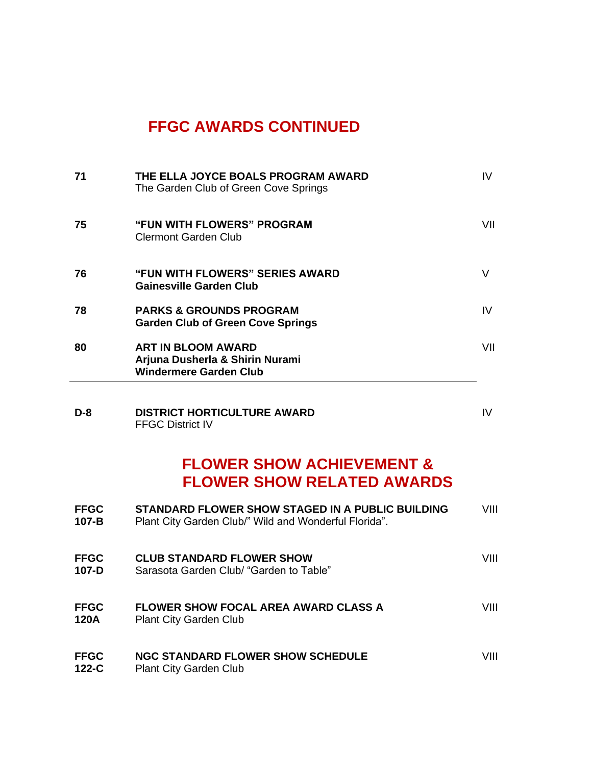## FFGC AWARDS CONTINUED

| | | |
|---|---|---|
| **71** | **THE ELLA JOYCE BOALS PROGRAM AWARD**<br>The Garden Club of Green Cove Springs | IV |
| **75** | **"FUN WITH FLOWERS" PROGRAM**<br>Clermont Garden Club | VII |
| **76** | **"FUN WITH FLOWERS" SERIES AWARD**<br>**Gainesville Garden Club** | V |
| **78** | **PARKS & GROUNDS PROGRAM**<br>**Garden Club of Green Cove Springs** | IV |
| **80** | **ART IN BLOOM AWARD**<br>**Arjuna Dusherla & Shirin Nurami**<br>**Windermere Garden Club** | VII |

---

| | | |
|---|---|---|
| **D-8** | **DISTRICT HORTICULTURE AWARD**<br>FFGC District IV | IV |

## FLOWER SHOW ACHIEVEMENT & FLOWER SHOW RELATED AWARDS

| | | |
|---|---|---|
| **FFGC 107-B** | **STANDARD FLOWER SHOW STAGED IN A PUBLIC BUILDING**<br>Plant City Garden Club/" Wild and Wonderful Florida". | VIII |
| **FFGC 107-D** | **CLUB STANDARD FLOWER SHOW**<br>Sarasota Garden Club/ "Garden to Table" | VIII |
| **FFGC 120A** | **FLOWER SHOW FOCAL AREA AWARD CLASS A**<br>Plant City Garden Club | VIII |
| **FFGC 122-C** | **NGC STANDARD FLOWER SHOW SCHEDULE**<br>Plant City Garden Club | VIII |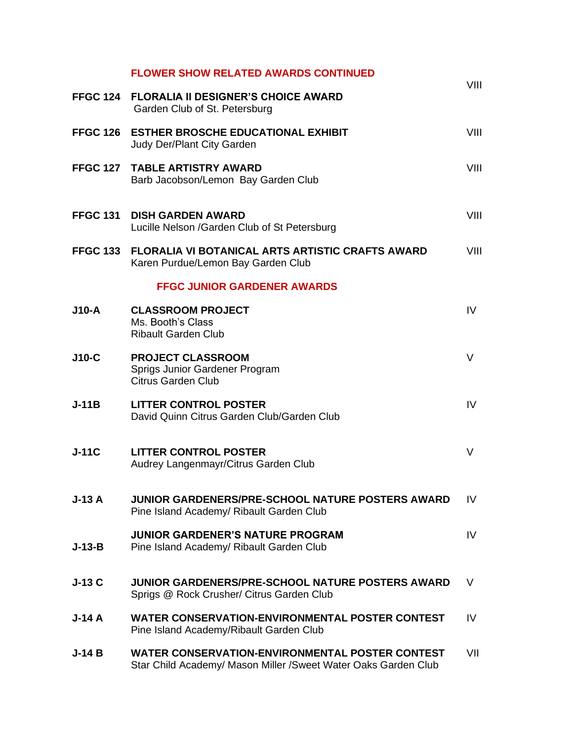## FLOWER SHOW RELATED AWARDS CONTINUED

| Award No. | Award / Recipient | District |
|---|---|---|
| FFGC 124 | **FLORALIA II DESIGNER'S CHOICE AWARD**<br>Garden Club of St. Petersburg | VIII |
| FFGC 126 | **ESTHER BROSCHE EDUCATIONAL EXHIBIT**<br>Judy Der/Plant City Garden | VIII |
| FFGC 127 | **TABLE ARTISTRY AWARD**<br>Barb Jacobson/Lemon Bay Garden Club | VIII |
| FFGC 131 | **DISH GARDEN AWARD**<br>Lucille Nelson /Garden Club of St Petersburg | VIII |
| FFGC 133 | **FLORALIA VI BOTANICAL ARTS ARTISTIC CRAFTS AWARD**<br>Karen Purdue/Lemon Bay Garden Club | VIII |

## FFGC JUNIOR GARDENER AWARDS

| Award No. | Award / Recipient | District |
|---|---|---|
| J10-A | **CLASSROOM PROJECT**<br>Ms. Booth's Class<br>Ribault Garden Club | IV |
| J10-C | **PROJECT CLASSROOM**<br>Sprigs Junior Gardener Program<br>Citrus Garden Club | V |
| J-11B | **LITTER CONTROL POSTER**<br>David Quinn Citrus Garden Club/Garden Club | IV |
| J-11C | **LITTER CONTROL POSTER**<br>Audrey Langenmayr/Citrus Garden Club | V |
| J-13 A | **JUNIOR GARDENERS/PRE-SCHOOL NATURE POSTERS AWARD**<br>Pine Island Academy/ Ribault Garden Club | IV |
| J-13-B | **JUNIOR GARDENER'S NATURE PROGRAM**<br>Pine Island Academy/ Ribault Garden Club | IV |
| J-13 C | **JUNIOR GARDENERS/PRE-SCHOOL NATURE POSTERS AWARD**<br>Sprigs @ Rock Crusher/ Citrus Garden Club | V |
| J-14 A | **WATER CONSERVATION-ENVIRONMENTAL POSTER CONTEST**<br>Pine Island Academy/Ribault Garden Club | IV |
| J-14 B | **WATER CONSERVATION-ENVIRONMENTAL POSTER CONTEST**<br>Star Child Academy/ Mason Miller /Sweet Water Oaks Garden Club | VII |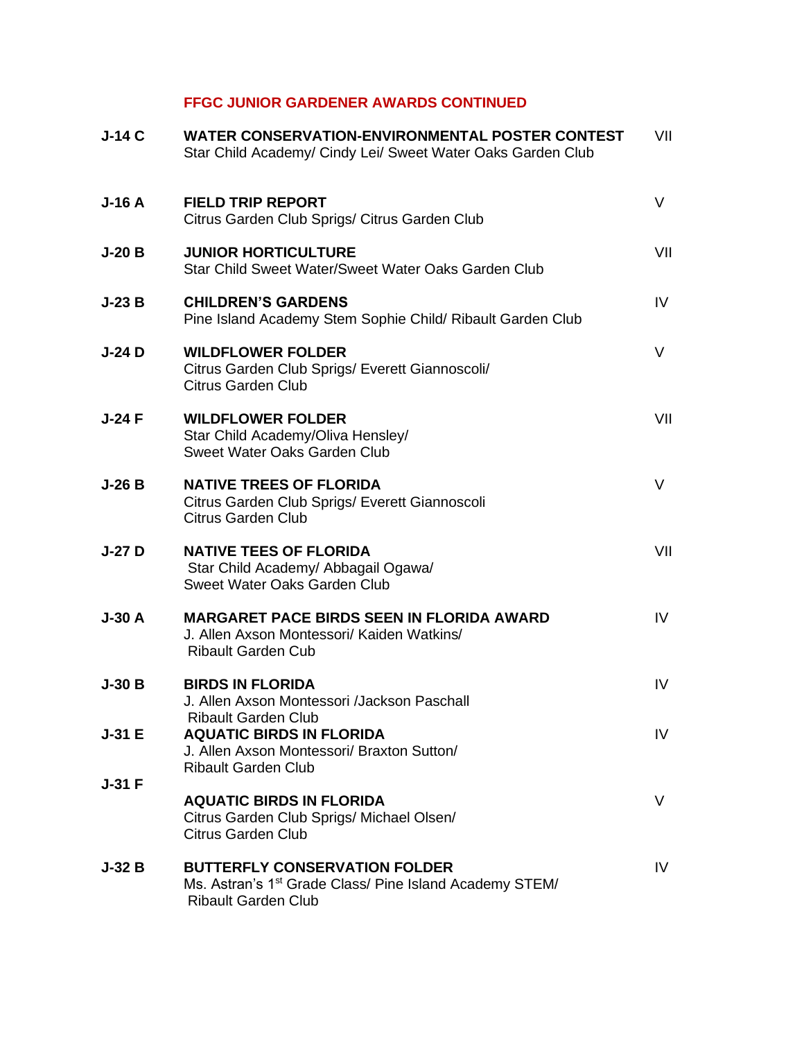## FFGC JUNIOR GARDENER AWARDS CONTINUED

| | | |
|---|---|---|
| **J-14 C** | **WATER CONSERVATION-ENVIRONMENTAL POSTER CONTEST**<br>Star Child Academy/ Cindy Lei/ Sweet Water Oaks Garden Club | VII |
| **J-16 A** | **FIELD TRIP REPORT**<br>Citrus Garden Club Sprigs/ Citrus Garden Club | V |
| **J-20 B** | **JUNIOR HORTICULTURE**<br>Star Child Sweet Water/Sweet Water Oaks Garden Club | VII |
| **J-23 B** | **CHILDREN'S GARDENS**<br>Pine Island Academy Stem Sophie Child/ Ribault Garden Club | IV |
| **J-24 D** | **WILDFLOWER FOLDER**<br>Citrus Garden Club Sprigs/ Everett Giannoscoli/<br>Citrus Garden Club | V |
| **J-24 F** | **WILDFLOWER FOLDER**<br>Star Child Academy/Oliva Hensley/<br>Sweet Water Oaks Garden Club | VII |
| **J-26 B** | **NATIVE TREES OF FLORIDA**<br>Citrus Garden Club Sprigs/ Everett Giannoscoli<br>Citrus Garden Club | V |
| **J-27 D** | **NATIVE TEES OF FLORIDA**<br>Star Child Academy/ Abbagail Ogawa/<br>Sweet Water Oaks Garden Club | VII |
| **J-30 A** | **MARGARET PACE BIRDS SEEN IN FLORIDA AWARD**<br>J. Allen Axson Montessori/ Kaiden Watkins/<br>Ribault Garden Cub | IV |
| **J-30 B** | **BIRDS IN FLORIDA**<br>J. Allen Axson Montessori /Jackson Paschall<br>Ribault Garden Club | IV |
| **J-31 E** | **AQUATIC BIRDS IN FLORIDA**<br>J. Allen Axson Montessori/ Braxton Sutton/<br>Ribault Garden Club | IV |
| **J-31 F** | **AQUATIC BIRDS IN FLORIDA**<br>Citrus Garden Club Sprigs/ Michael Olsen/<br>Citrus Garden Club | V |
| **J-32 B** | **BUTTERFLY CONSERVATION FOLDER**<br>Ms. Astran's 1st Grade Class/ Pine Island Academy STEM/<br>Ribault Garden Club | IV |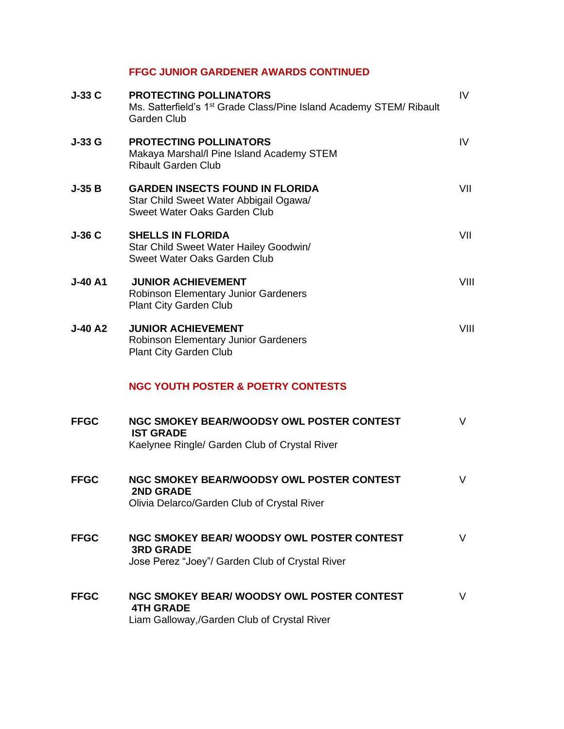## FFGC JUNIOR GARDENER AWARDS CONTINUED

| | | |
|---|---|---|
| **J-33 C** | **PROTECTING POLLINATORS**<br>Ms. Satterfield's 1st Grade Class/Pine Island Academy STEM/ Ribault Garden Club | IV |
| **J-33 G** | **PROTECTING POLLINATORS**<br>Makaya Marshal/l Pine Island Academy STEM<br>Ribault Garden Club | IV |
| **J-35 B** | **GARDEN INSECTS FOUND IN FLORIDA**<br>Star Child Sweet Water Abbigail Ogawa/<br>Sweet Water Oaks Garden Club | VII |
| **J-36 C** | **SHELLS IN FLORIDA**<br>Star Child Sweet Water Hailey Goodwin/<br>Sweet Water Oaks Garden Club | VII |
| **J-40 A1** | **JUNIOR ACHIEVEMENT**<br>Robinson Elementary Junior Gardeners<br>Plant City Garden Club | VIII |
| **J-40 A2** | **JUNIOR ACHIEVEMENT**<br>Robinson Elementary Junior Gardeners<br>Plant City Garden Club | VIII |

## NGC YOUTH POSTER & POETRY CONTESTS

| | | |
|---|---|---|
| **FFGC** | **NGC SMOKEY BEAR/WOODSY OWL POSTER CONTEST**<br>**IST GRADE**<br>Kaelynee Ringle/ Garden Club of Crystal River | V |
| **FFGC** | **NGC SMOKEY BEAR/WOODSY OWL POSTER CONTEST**<br>**2ND GRADE**<br>Olivia Delarco/Garden Club of Crystal River | V |
| **FFGC** | **NGC SMOKEY BEAR/ WOODSY OWL POSTER CONTEST**<br>**3RD GRADE**<br>Jose Perez "Joey"/ Garden Club of Crystal River | V |
| **FFGC** | **NGC SMOKEY BEAR/ WOODSY OWL POSTER CONTEST**<br>**4TH GRADE**<br>Liam Galloway,/Garden Club of Crystal River | V |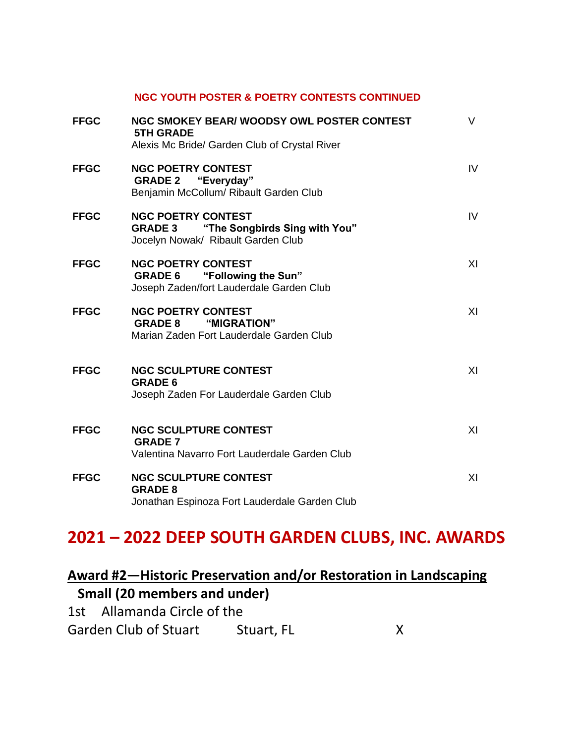**NGC YOUTH POSTER & POETRY CONTESTS CONTINUED**

| | | |
|---|---|---|
| **FFGC** | **NGC SMOKEY BEAR/ WOODSY OWL POSTER CONTEST**<br>**5TH GRADE**<br>Alexis Mc Bride/ Garden Club of Crystal River | V |
| **FFGC** | **NGC POETRY CONTEST**<br>**GRADE 2 "Everyday"**<br>Benjamin McCollum/ Ribault Garden Club | IV |
| **FFGC** | **NGC POETRY CONTEST**<br>**GRADE 3 "The Songbirds Sing with You"**<br>Jocelyn Nowak/ Ribault Garden Club | IV |
| **FFGC** | **NGC POETRY CONTEST**<br>**GRADE 6 "Following the Sun"**<br>Joseph Zaden/fort Lauderdale Garden Club | XI |
| **FFGC** | **NGC POETRY CONTEST**<br>**GRADE 8 "MIGRATION"**<br>Marian Zaden Fort Lauderdale Garden Club | XI |
| **FFGC** | **NGC SCULPTURE CONTEST**<br>**GRADE 6**<br>Joseph Zaden For Lauderdale Garden Club | XI |
| **FFGC** | **NGC SCULPTURE CONTEST**<br>**GRADE 7**<br>Valentina Navarro Fort Lauderdale Garden Club | XI |
| **FFGC** | **NGC SCULPTURE CONTEST**<br>**GRADE 8**<br>Jonathan Espinoza Fort Lauderdale Garden Club | XI |

# 2021 – 2022 DEEP SOUTH GARDEN CLUBS, INC. AWARDS

## Award #2—Historic Preservation and/or Restoration in Landscaping

### Small (20 members and under)

1st Allamanda Circle of the
Garden Club of Stuart Stuart, FL X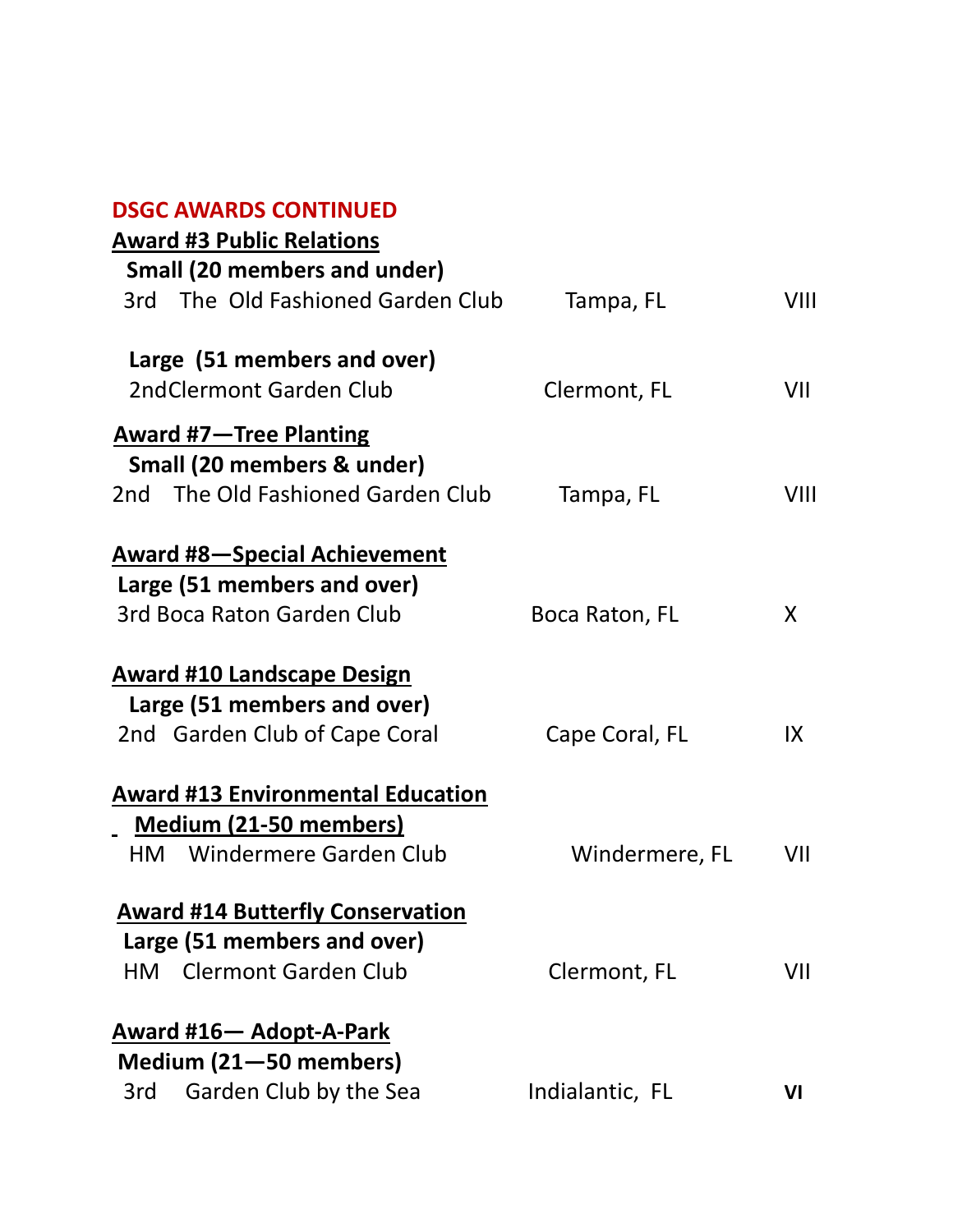## DSGC AWARDS CONTINUED

**Award #3 Public Relations**

**Small (20 members and under)**

| | | | |
|---|---|---|---|
| 3rd | The Old Fashioned Garden Club | Tampa, FL | VIII |

**Large (51 members and over)**

| | | | |
|---|---|---|---|
| 2nd | Clermont Garden Club | Clermont, FL | VII |

**Award #7—Tree Planting**

**Small (20 members & under)**

| | | | |
|---|---|---|---|
| 2nd | The Old Fashioned Garden Club | Tampa, FL | VIII |

**Award #8—Special Achievement**

**Large (51 members and over)**

| | | | |
|---|---|---|---|
| 3rd | Boca Raton Garden Club | Boca Raton, FL | X |

**Award #10 Landscape Design**

**Large (51 members and over)**

| | | | |
|---|---|---|---|
| 2nd | Garden Club of Cape Coral | Cape Coral, FL | IX |

**Award #13 Environmental Education**

**Medium (21-50 members)**

| | | | |
|---|---|---|---|
| HM | Windermere Garden Club | Windermere, FL | VII |

**Award #14 Butterfly Conservation**

**Large (51 members and over)**

| | | | |
|---|---|---|---|
| HM | Clermont Garden Club | Clermont, FL | VII |

**Award #16— Adopt-A-Park**

**Medium (21—50 members)**

| | | | |
|---|---|---|---|
| 3rd | Garden Club by the Sea | Indialantic, FL | **VI** |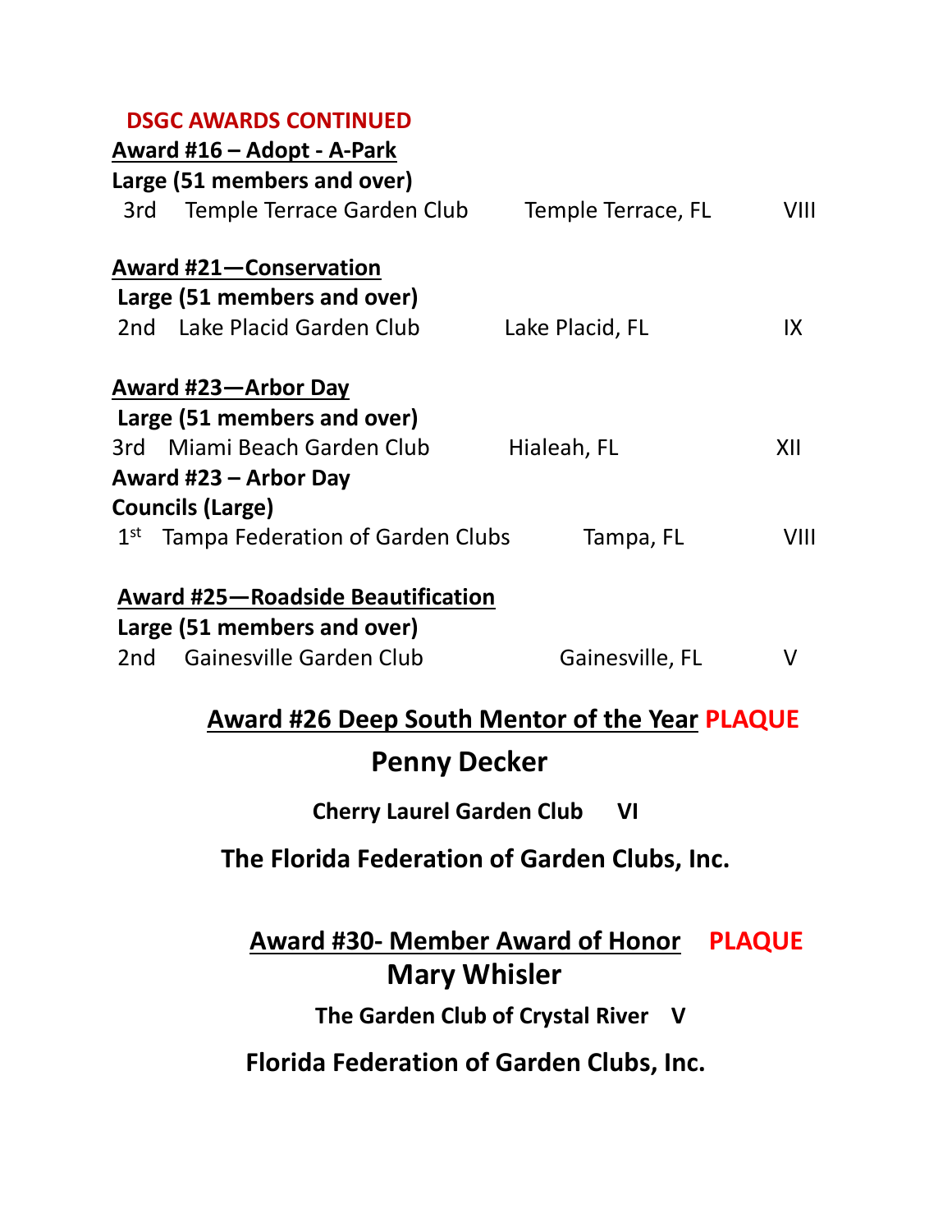## DSGC AWARDS CONTINUED

**Award #16 – Adopt - A-Park**

**Large (51 members and over)**

| | | | |
|---|---|---|---|
| 3rd | Temple Terrace Garden Club | Temple Terrace, FL | VIII |

**Award #21—Conservation**

**Large (51 members and over)**

| | | | |
|---|---|---|---|
| 2nd | Lake Placid Garden Club | Lake Placid, FL | IX |

**Award #23—Arbor Day**

**Large (51 members and over)**

| | | | |
|---|---|---|---|
| 3rd | Miami Beach Garden Club | Hialeah, FL | XII |

**Award #23 – Arbor Day**

**Councils (Large)**

| | | | |
|---|---|---|---|
| 1st | Tampa Federation of Garden Clubs | Tampa, FL | VIII |

**Award #25—Roadside Beautification**

**Large (51 members and over)**

| | | | |
|---|---|---|---|
| 2nd | Gainesville Garden Club | Gainesville, FL | V |

### Award #26 Deep South Mentor of the Year PLAQUE

**Penny Decker**

**Cherry Laurel Garden Club VI**

**The Florida Federation of Garden Clubs, Inc.**

### Award #30- Member Award of Honor PLAQUE

**Mary Whisler**

**The Garden Club of Crystal River V**

**Florida Federation of Garden Clubs, Inc.**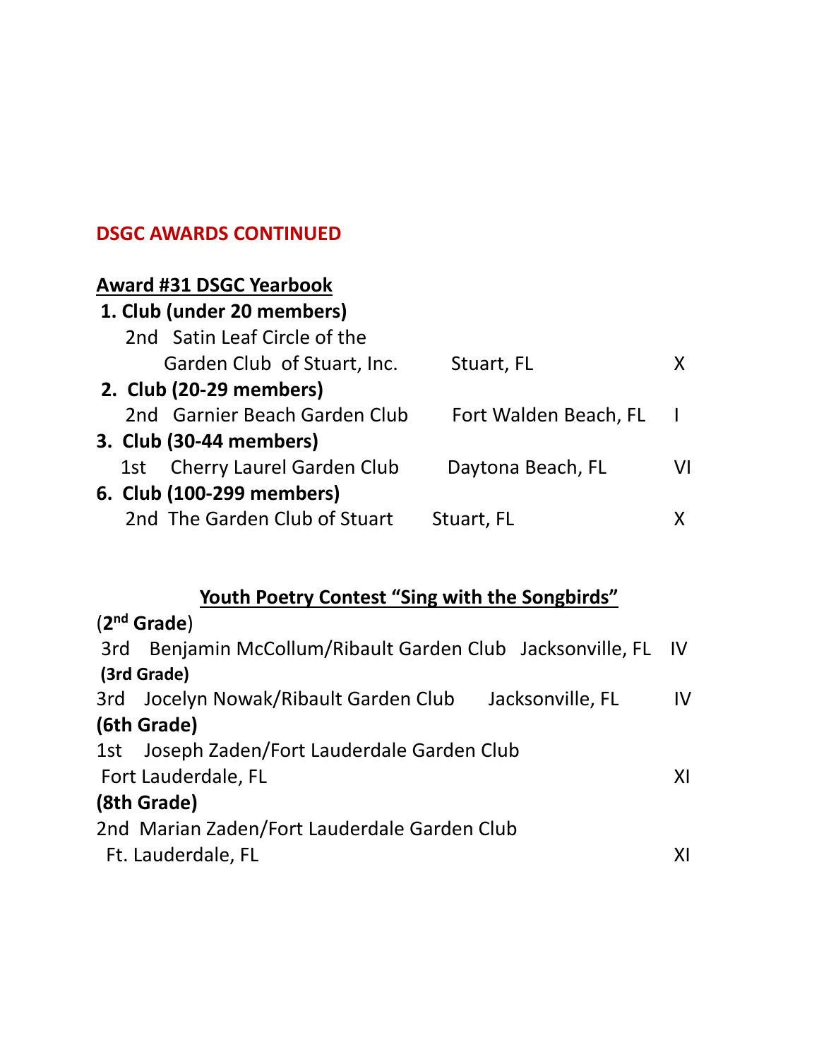## DSGC AWARDS CONTINUED

**Award #31 DSGC Yearbook**

**1. Club (under 20 members)**

| Place | Club | Location | District |
|---|---|---|---|
| 2nd | Satin Leaf Circle of the Garden Club of Stuart, Inc. | Stuart, FL | X |

**2. Club (20-29 members)**

| Place | Club | Location | District |
|---|---|---|---|
| 2nd | Garnier Beach Garden Club | Fort Walden Beach, FL | I |

**3. Club (30-44 members)**

| Place | Club | Location | District |
|---|---|---|---|
| 1st | Cherry Laurel Garden Club | Daytona Beach, FL | VI |

**6. Club (100-299 members)**

| Place | Club | Location | District |
|---|---|---|---|
| 2nd | The Garden Club of Stuart | Stuart, FL | X |

**Youth Poetry Contest "Sing with the Songbirds"**

(**2nd Grade**)

| Place | Name/Club | Location | District |
|---|---|---|---|
| 3rd | Benjamin McCollum/Ribault Garden Club | Jacksonville, FL | IV |

**(3rd Grade)**

| Place | Name/Club | Location | District |
|---|---|---|---|
| 3rd | Jocelyn Nowak/Ribault Garden Club | Jacksonville, FL | IV |

**(6th Grade)**

| Place | Name/Club | Location | District |
|---|---|---|---|
| 1st | Joseph Zaden/Fort Lauderdale Garden Club | Fort Lauderdale, FL | XI |

**(8th Grade)**

| Place | Name/Club | Location | District |
|---|---|---|---|
| 2nd | Marian Zaden/Fort Lauderdale Garden Club | Ft. Lauderdale, FL | XI |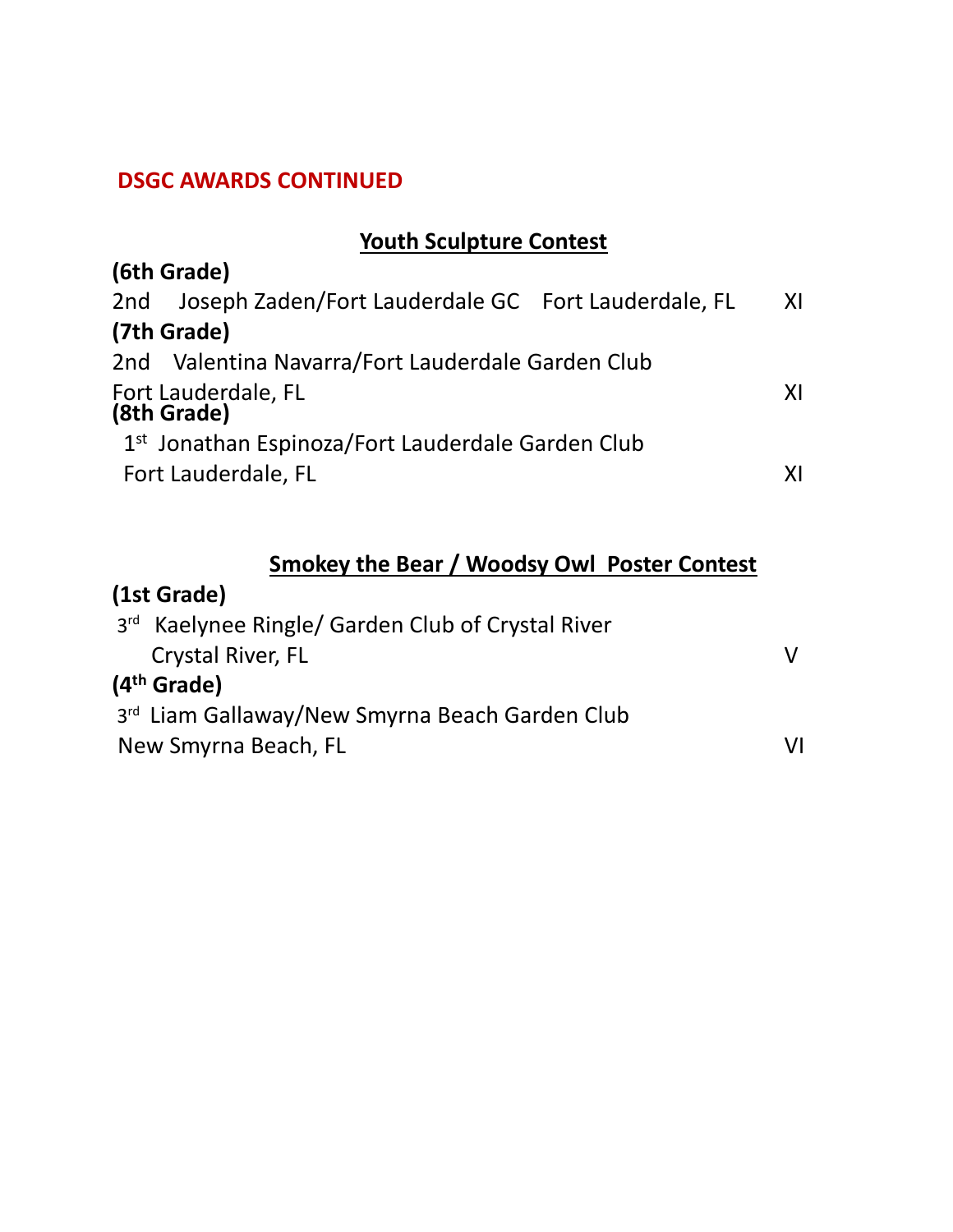## DSGC AWARDS CONTINUED

### Youth Sculpture Contest

**(6th Grade)**

2nd Joseph Zaden/Fort Lauderdale GC Fort Lauderdale, FL XI

**(7th Grade)**

2nd Valentina Navarra/Fort Lauderdale Garden Club
Fort Lauderdale, FL XI

**(8th Grade)**

1st Jonathan Espinoza/Fort Lauderdale Garden Club
Fort Lauderdale, FL XI

### Smokey the Bear / Woodsy Owl Poster Contest

**(1st Grade)**

3rd Kaelynee Ringle/ Garden Club of Crystal River
Crystal River, FL V

**(4th Grade)**

3rd Liam Gallaway/New Smyrna Beach Garden Club
New Smyrna Beach, FL VI